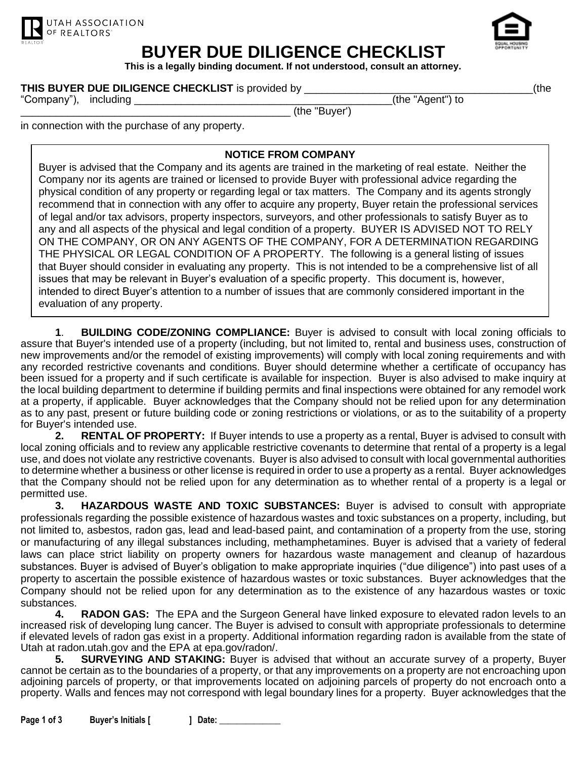UTAH ASSOCIATION OF REALTORS

# BUYER DUE DILIGENCE CHECKLIST

**This is a legally binding document. If not understood, consult an attorney.**

**THIS BUYER DUE DILIGENCE CHECKLIST** is provided by ______________________________________(the "Company"), including ____________________________________________(the "Agent") to _______________________________________________ (the "Buyer') in connection with the purchase of any property.

**NOTICE FROM COMPANY**

Buyer is advised that the Company and its agents are trained in the marketing of real estate. Neither the Company nor its agents are trained or licensed to provide Buyer with professional advice regarding the physical condition of any property or regarding legal or tax matters. The Company and its agents strongly recommend that in connection with any offer to acquire any property, Buyer retain the professional services of legal and/or tax advisors, property inspectors, surveyors, and other professionals to satisfy Buyer as to any and all aspects of the physical and legal condition of a property. BUYER IS ADVISED NOT TO RELY ON THE COMPANY, OR ON ANY AGENTS OF THE COMPANY, FOR A DETERMINATION REGARDING THE PHYSICAL OR LEGAL CONDITION OF A PROPERTY. The following is a general listing of issues that Buyer should consider in evaluating any property. This is not intended to be a comprehensive list of all issues that may be relevant in Buyer's evaluation of a specific property. This document is, however, intended to direct Buyer's attention to a number of issues that are commonly considered important in the evaluation of any property.

**1**. **BUILDING CODE/ZONING COMPLIANCE:** Buyer is advised to consult with local zoning officials to assure that Buyer's intended use of a property (including, but not limited to, rental and business uses, construction of new improvements and/or the remodel of existing improvements) will comply with local zoning requirements and with any recorded restrictive covenants and conditions. Buyer should determine whether a certificate of occupancy has been issued for a property and if such certificate is available for inspection. Buyer is also advised to make inquiry at the local building department to determine if building permits and final inspections were obtained for any remodel work at a property, if applicable. Buyer acknowledges that the Company should not be relied upon for any determination as to any past, present or future building code or zoning restrictions or violations, or as to the suitability of a property for Buyer's intended use.

**2. RENTAL OF PROPERTY:** If Buyer intends to use a property as a rental, Buyer is advised to consult with local zoning officials and to review any applicable restrictive covenants to determine that rental of a property is a legal use, and does not violate any restrictive covenants. Buyer is also advised to consult with local governmental authorities to determine whether a business or other license is required in order to use a property as a rental. Buyer acknowledges that the Company should not be relied upon for any determination as to whether rental of a property is a legal or permitted use.

**3. HAZARDOUS WASTE AND TOXIC SUBSTANCES:** Buyer is advised to consult with appropriate professionals regarding the possible existence of hazardous wastes and toxic substances on a property, including, but not limited to, asbestos, radon gas, lead and lead-based paint, and contamination of a property from the use, storing or manufacturing of any illegal substances including, methamphetamines. Buyer is advised that a variety of federal laws can place strict liability on property owners for hazardous waste management and cleanup of hazardous substances. Buyer is advised of Buyer's obligation to make appropriate inquiries ("due diligence") into past uses of a property to ascertain the possible existence of hazardous wastes or toxic substances. Buyer acknowledges that the Company should not be relied upon for any determination as to the existence of any hazardous wastes or toxic substances.

**4. RADON GAS:** The EPA and the Surgeon General have linked exposure to elevated radon levels to an increased risk of developing lung cancer. The Buyer is advised to consult with appropriate professionals to determine if elevated levels of radon gas exist in a property. Additional information regarding radon is available from the state of Utah at radon.utah.gov and the EPA at epa.gov/radon/.

**5. SURVEYING AND STAKING:** Buyer is advised that without an accurate survey of a property, Buyer cannot be certain as to the boundaries of a property, or that any improvements on a property are not encroaching upon adjoining parcels of property, or that improvements located on adjoining parcels of property do not encroach onto a property. Walls and fences may not correspond with legal boundary lines for a property. Buyer acknowledges that the

Buyer's Initials [ ] Date: _____________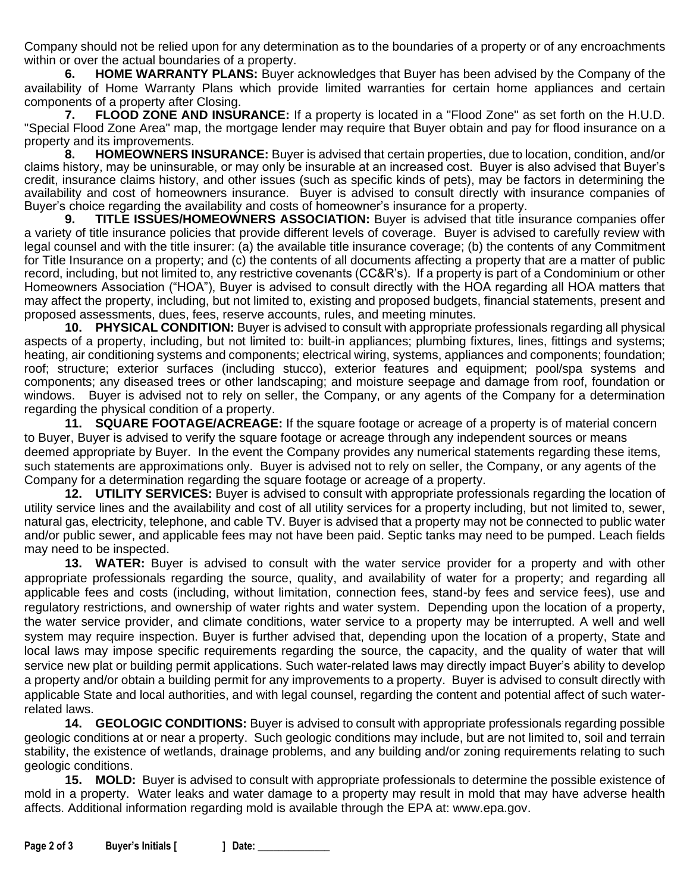Company should not be relied upon for any determination as to the boundaries of a property or of any encroachments within or over the actual boundaries of a property.

**6. HOME WARRANTY PLANS:** Buyer acknowledges that Buyer has been advised by the Company of the availability of Home Warranty Plans which provide limited warranties for certain home appliances and certain components of a property after Closing.

**7. FLOOD ZONE AND INSURANCE:** If a property is located in a "Flood Zone" as set forth on the H.U.D. "Special Flood Zone Area" map, the mortgage lender may require that Buyer obtain and pay for flood insurance on a property and its improvements.

**8. HOMEOWNERS INSURANCE:** Buyer is advised that certain properties, due to location, condition, and/or claims history, may be uninsurable, or may only be insurable at an increased cost. Buyer is also advised that Buyer's credit, insurance claims history, and other issues (such as specific kinds of pets), may be factors in determining the availability and cost of homeowners insurance. Buyer is advised to consult directly with insurance companies of Buyer's choice regarding the availability and costs of homeowner's insurance for a property.

**9. TITLE ISSUES/HOMEOWNERS ASSOCIATION:** Buyer is advised that title insurance companies offer a variety of title insurance policies that provide different levels of coverage. Buyer is advised to carefully review with legal counsel and with the title insurer: (a) the available title insurance coverage; (b) the contents of any Commitment for Title Insurance on a property; and (c) the contents of all documents affecting a property that are a matter of public record, including, but not limited to, any restrictive covenants (CC&R's). If a property is part of a Condominium or other Homeowners Association ("HOA"), Buyer is advised to consult directly with the HOA regarding all HOA matters that may affect the property, including, but not limited to, existing and proposed budgets, financial statements, present and proposed assessments, dues, fees, reserve accounts, rules, and meeting minutes.

**10. PHYSICAL CONDITION:** Buyer is advised to consult with appropriate professionals regarding all physical aspects of a property, including, but not limited to: built-in appliances; plumbing fixtures, lines, fittings and systems; heating, air conditioning systems and components; electrical wiring, systems, appliances and components; foundation; roof; structure; exterior surfaces (including stucco), exterior features and equipment; pool/spa systems and components; any diseased trees or other landscaping; and moisture seepage and damage from roof, foundation or windows. Buyer is advised not to rely on seller, the Company, or any agents of the Company for a determination regarding the physical condition of a property.

**11. SQUARE FOOTAGE/ACREAGE:** If the square footage or acreage of a property is of material concern to Buyer, Buyer is advised to verify the square footage or acreage through any independent sources or means deemed appropriate by Buyer. In the event the Company provides any numerical statements regarding these items, such statements are approximations only. Buyer is advised not to rely on seller, the Company, or any agents of the Company for a determination regarding the square footage or acreage of a property.

**12. UTILITY SERVICES:** Buyer is advised to consult with appropriate professionals regarding the location of utility service lines and the availability and cost of all utility services for a property including, but not limited to, sewer, natural gas, electricity, telephone, and cable TV. Buyer is advised that a property may not be connected to public water and/or public sewer, and applicable fees may not have been paid. Septic tanks may need to be pumped. Leach fields may need to be inspected.

**13. WATER:** Buyer is advised to consult with the water service provider for a property and with other appropriate professionals regarding the source, quality, and availability of water for a property; and regarding all applicable fees and costs (including, without limitation, connection fees, stand-by fees and service fees), use and regulatory restrictions, and ownership of water rights and water system. Depending upon the location of a property, the water service provider, and climate conditions, water service to a property may be interrupted. A well and well system may require inspection. Buyer is further advised that, depending upon the location of a property, State and local laws may impose specific requirements regarding the source, the capacity, and the quality of water that will service new plat or building permit applications. Such water-related laws may directly impact Buyer's ability to develop a property and/or obtain a building permit for any improvements to a property. Buyer is advised to consult directly with applicable State and local authorities, and with legal counsel, regarding the content and potential affect of such water-related laws.

**14. GEOLOGIC CONDITIONS:** Buyer is advised to consult with appropriate professionals regarding possible geologic conditions at or near a property. Such geologic conditions may include, but are not limited to, soil and terrain stability, the existence of wetlands, drainage problems, and any building and/or zoning requirements relating to such geologic conditions.

**15. MOLD:** Buyer is advised to consult with appropriate professionals to determine the possible existence of mold in a property. Water leaks and water damage to a property may result in mold that may have adverse health affects. Additional information regarding mold is available through the EPA at: www.epa.gov.

**Buyer's Initials [ ] Date: _____________**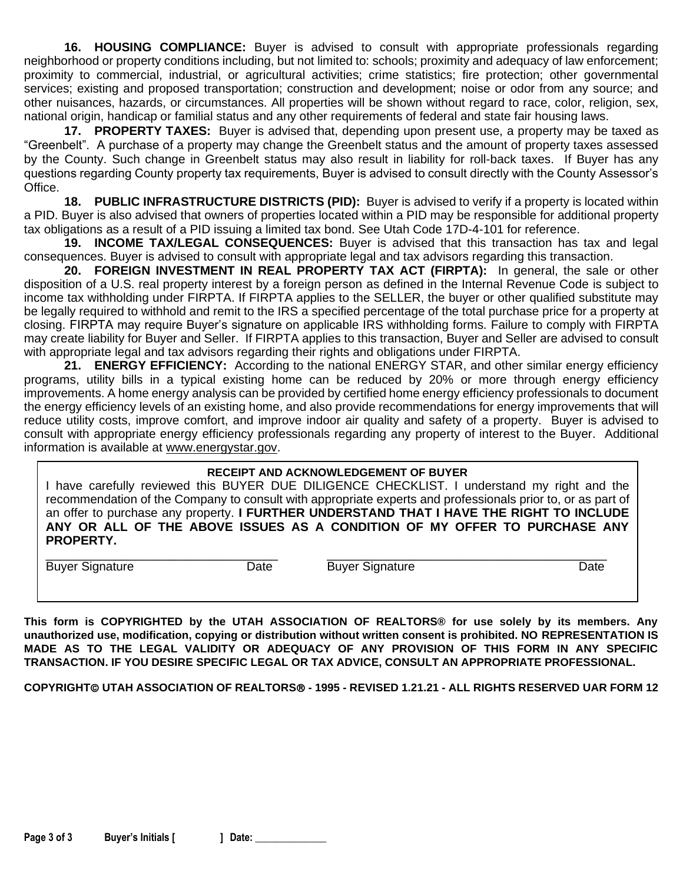**16. HOUSING COMPLIANCE:** Buyer is advised to consult with appropriate professionals regarding neighborhood or property conditions including, but not limited to: schools; proximity and adequacy of law enforcement; proximity to commercial, industrial, or agricultural activities; crime statistics; fire protection; other governmental services; existing and proposed transportation; construction and development; noise or odor from any source; and other nuisances, hazards, or circumstances. All properties will be shown without regard to race, color, religion, sex, national origin, handicap or familial status and any other requirements of federal and state fair housing laws.

**17. PROPERTY TAXES:** Buyer is advised that, depending upon present use, a property may be taxed as "Greenbelt". A purchase of a property may change the Greenbelt status and the amount of property taxes assessed by the County. Such change in Greenbelt status may also result in liability for roll-back taxes. If Buyer has any questions regarding County property tax requirements, Buyer is advised to consult directly with the County Assessor's Office.

**18. PUBLIC INFRASTRUCTURE DISTRICTS (PID):** Buyer is advised to verify if a property is located within a PID. Buyer is also advised that owners of properties located within a PID may be responsible for additional property tax obligations as a result of a PID issuing a limited tax bond. See Utah Code 17D-4-101 for reference.

**19. INCOME TAX/LEGAL CONSEQUENCES:** Buyer is advised that this transaction has tax and legal consequences. Buyer is advised to consult with appropriate legal and tax advisors regarding this transaction.

**20. FOREIGN INVESTMENT IN REAL PROPERTY TAX ACT (FIRPTA):** In general, the sale or other disposition of a U.S. real property interest by a foreign person as defined in the Internal Revenue Code is subject to income tax withholding under FIRPTA. If FIRPTA applies to the SELLER, the buyer or other qualified substitute may be legally required to withhold and remit to the IRS a specified percentage of the total purchase price for a property at closing. FIRPTA may require Buyer's signature on applicable IRS withholding forms. Failure to comply with FIRPTA may create liability for Buyer and Seller. If FIRPTA applies to this transaction, Buyer and Seller are advised to consult with appropriate legal and tax advisors regarding their rights and obligations under FIRPTA.

**21. ENERGY EFFICIENCY:** According to the national ENERGY STAR, and other similar energy efficiency programs, utility bills in a typical existing home can be reduced by 20% or more through energy efficiency improvements. A home energy analysis can be provided by certified home energy efficiency professionals to document the energy efficiency levels of an existing home, and also provide recommendations for energy improvements that will reduce utility costs, improve comfort, and improve indoor air quality and safety of a property. Buyer is advised to consult with appropriate energy efficiency professionals regarding any property of interest to the Buyer. Additional information is available at www.energystar.gov.

**RECEIPT AND ACKNOWLEDGEMENT OF BUYER**

I have carefully reviewed this BUYER DUE DILIGENCE CHECKLIST. I understand my right and the recommendation of the Company to consult with appropriate experts and professionals prior to, or as part of an offer to purchase any property. **I FURTHER UNDERSTAND THAT I HAVE THE RIGHT TO INCLUDE ANY OR ALL OF THE ABOVE ISSUES AS A CONDITION OF MY OFFER TO PURCHASE ANY PROPERTY.**

\_\_\_\_\_\_\_\_\_\_\_\_\_\_\_\_\_\_\_\_\_\_\_\_\_\_\_\_\_\_\_\_\_\_\_\_ \_\_\_\_\_\_\_\_\_\_\_\_\_\_\_\_\_\_\_\_\_\_\_\_\_\_\_\_\_\_\_\_\_\_\_\_\_\_\_\_\_\_

Buyer Signature Date Buyer Signature Date

**This form is COPYRIGHTED by the UTAH ASSOCIATION OF REALTORS® for use solely by its members. Any unauthorized use, modification, copying or distribution without written consent is prohibited. NO REPRESENTATION IS MADE AS TO THE LEGAL VALIDITY OR ADEQUACY OF ANY PROVISION OF THIS FORM IN ANY SPECIFIC TRANSACTION. IF YOU DESIRE SPECIFIC LEGAL OR TAX ADVICE, CONSULT AN APPROPRIATE PROFESSIONAL.**

**COPYRIGHT© UTAH ASSOCIATION OF REALTORS® - 1995 - REVISED 1.21.21 - ALL RIGHTS RESERVED UAR FORM 12**

**Buyer's Initials [ ] Date: \_\_\_\_\_\_\_\_\_\_\_\_\_\_**